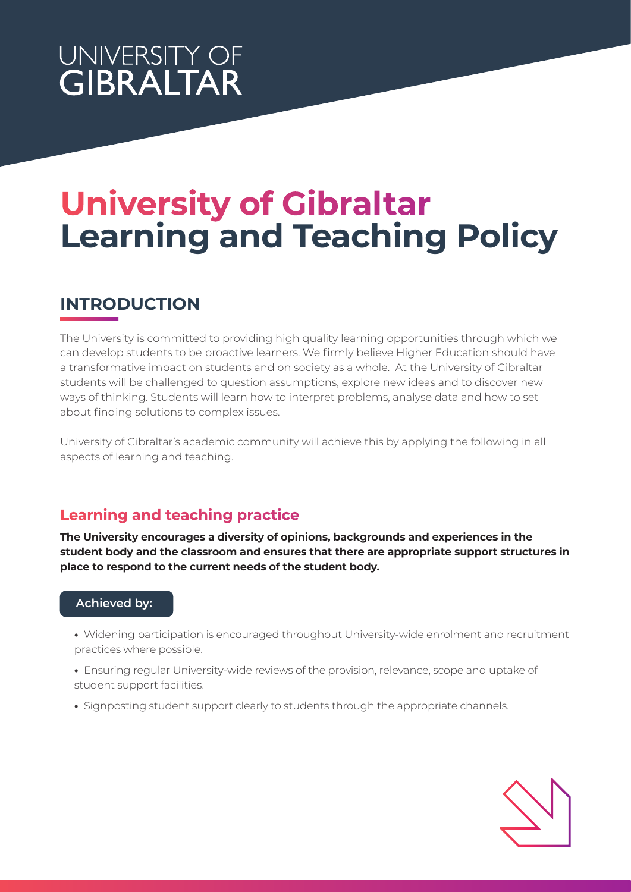UNIVERSITY OF GIBRALTAR

# University of Gibraltar Learning and Teaching Policy

## INTRODUCTION

The University is committed to providing high quality learning opportunities through which we can develop students to be proactive learners. We firmly believe Higher Education should have a transformative impact on students and on society as a whole. At the University of Gibraltar students will be challenged to question assumptions, explore new ideas and to discover new ways of thinking. Students will learn how to interpret problems, analyse data and how to set about finding solutions to complex issues.

University of Gibraltar's academic community will achieve this by applying the following in all aspects of learning and teaching.

### Learning and teaching practice

**The University encourages a diversity of opinions, backgrounds and experiences in the student body and the classroom and ensures that there are appropriate support structures in place to respond to the current needs of the student body.**

**Achieved by:**

- Widening participation is encouraged throughout University-wide enrolment and recruitment practices where possible.
- Ensuring regular University-wide reviews of the provision, relevance, scope and uptake of student support facilities.
- Signposting student support clearly to students through the appropriate channels.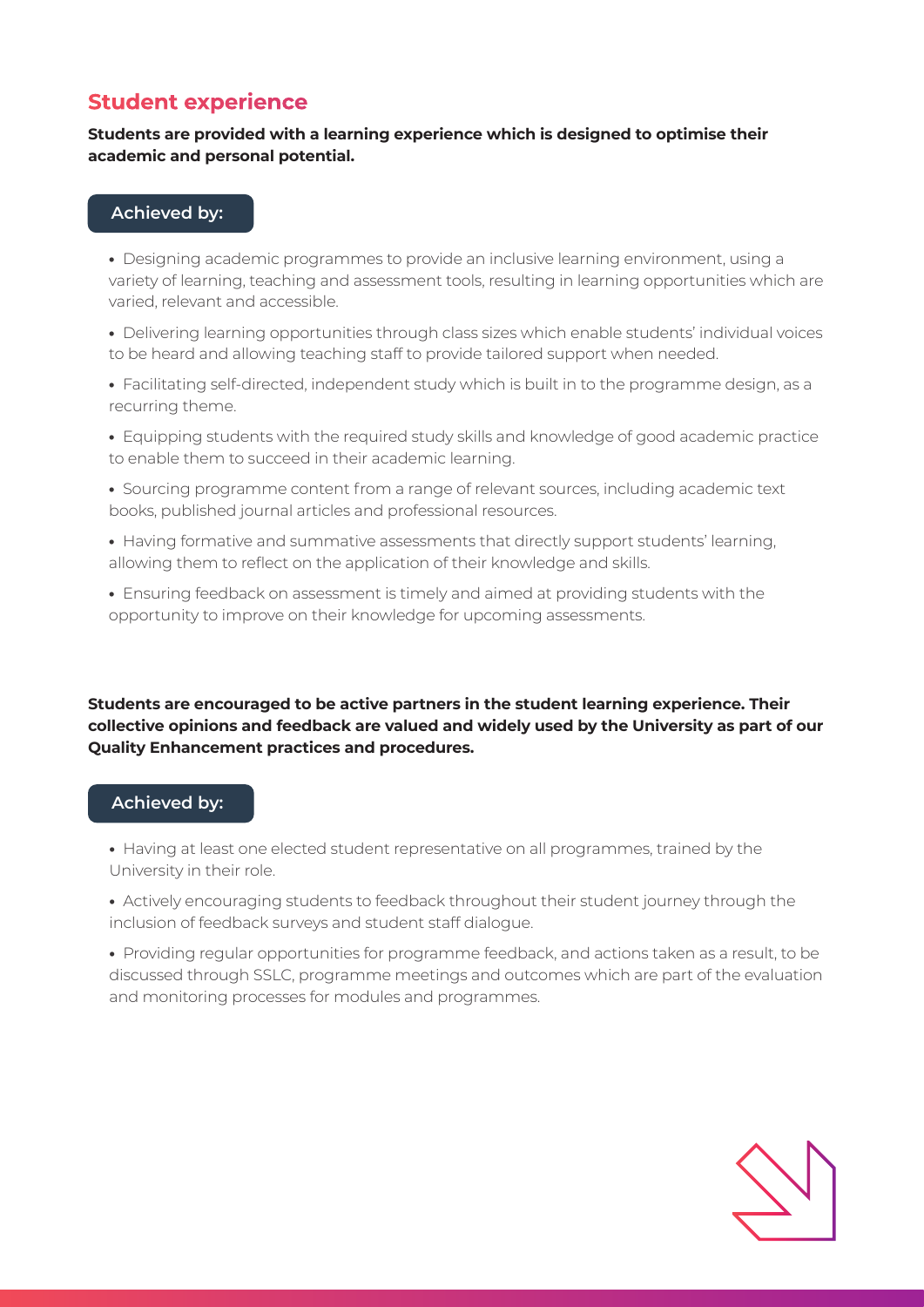## Student experience

**Students are provided with a learning experience which is designed to optimise their academic and personal potential.**

**Achieved by:**

- Designing academic programmes to provide an inclusive learning environment, using a variety of learning, teaching and assessment tools, resulting in learning opportunities which are varied, relevant and accessible.
- Delivering learning opportunities through class sizes which enable students' individual voices to be heard and allowing teaching staff to provide tailored support when needed.
- Facilitating self-directed, independent study which is built in to the programme design, as a recurring theme.
- Equipping students with the required study skills and knowledge of good academic practice to enable them to succeed in their academic learning.
- Sourcing programme content from a range of relevant sources, including academic text books, published journal articles and professional resources.
- Having formative and summative assessments that directly support students' learning, allowing them to reflect on the application of their knowledge and skills.
- Ensuring feedback on assessment is timely and aimed at providing students with the opportunity to improve on their knowledge for upcoming assessments.

**Students are encouraged to be active partners in the student learning experience. Their collective opinions and feedback are valued and widely used by the University as part of our Quality Enhancement practices and procedures.**

**Achieved by:**

- Having at least one elected student representative on all programmes, trained by the University in their role.
- Actively encouraging students to feedback throughout their student journey through the inclusion of feedback surveys and student staff dialogue.
- Providing regular opportunities for programme feedback, and actions taken as a result, to be discussed through SSLC, programme meetings and outcomes which are part of the evaluation and monitoring processes for modules and programmes.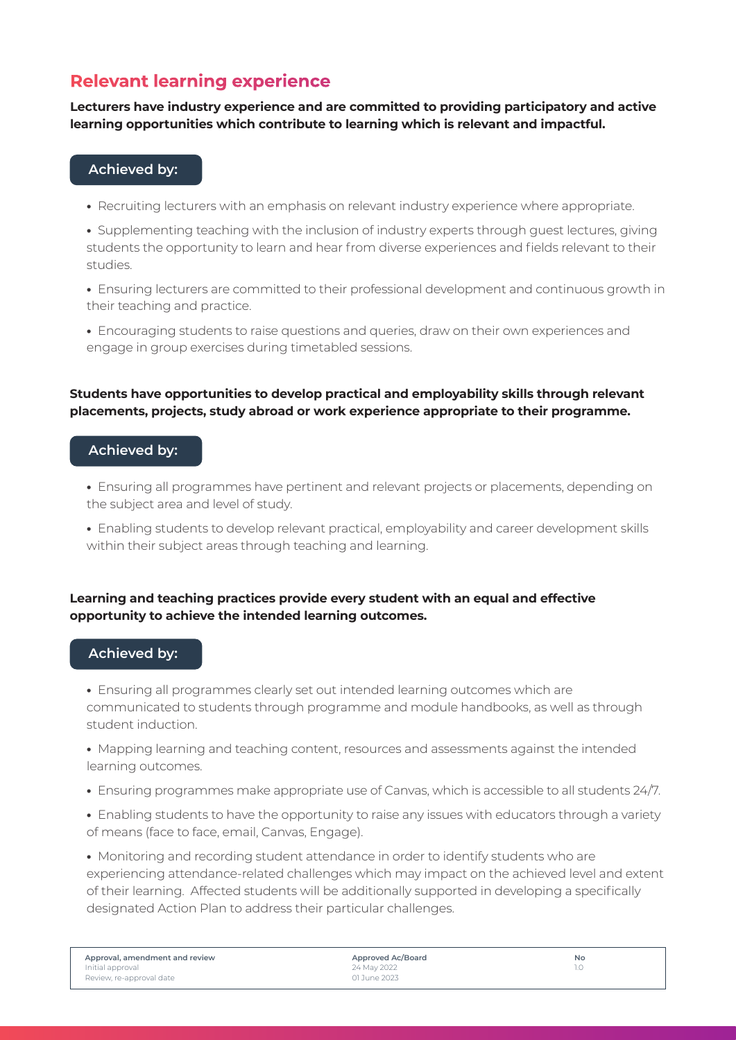## Relevant learning experience

**Lecturers have industry experience and are committed to providing participatory and active learning opportunities which contribute to learning which is relevant and impactful.**

**Achieved by:**

- Recruiting lecturers with an emphasis on relevant industry experience where appropriate.
- Supplementing teaching with the inclusion of industry experts through guest lectures, giving students the opportunity to learn and hear from diverse experiences and fields relevant to their studies.
- Ensuring lecturers are committed to their professional development and continuous growth in their teaching and practice.
- Encouraging students to raise questions and queries, draw on their own experiences and engage in group exercises during timetabled sessions.

**Students have opportunities to develop practical and employability skills through relevant placements, projects, study abroad or work experience appropriate to their programme.**

**Achieved by:**

- Ensuring all programmes have pertinent and relevant projects or placements, depending on the subject area and level of study.
- Enabling students to develop relevant practical, employability and career development skills within their subject areas through teaching and learning.

**Learning and teaching practices provide every student with an equal and effective opportunity to achieve the intended learning outcomes.**

**Achieved by:**

- Ensuring all programmes clearly set out intended learning outcomes which are communicated to students through programme and module handbooks, as well as through student induction.
- Mapping learning and teaching content, resources and assessments against the intended learning outcomes.
- Ensuring programmes make appropriate use of Canvas, which is accessible to all students 24/7.
- Enabling students to have the opportunity to raise any issues with educators through a variety of means (face to face, email, Canvas, Engage).
- Monitoring and recording student attendance in order to identify students who are experiencing attendance-related challenges which may impact on the achieved level and extent of their learning. Affected students will be additionally supported in developing a specifically designated Action Plan to address their particular challenges.

| Approval, amendment and review | Approved Ac/Board | No |
| --- | --- | --- |
| Initial approval | 24 May 2022 | 1.0 |
| Review, re-approval date | 01 June 2023 | |